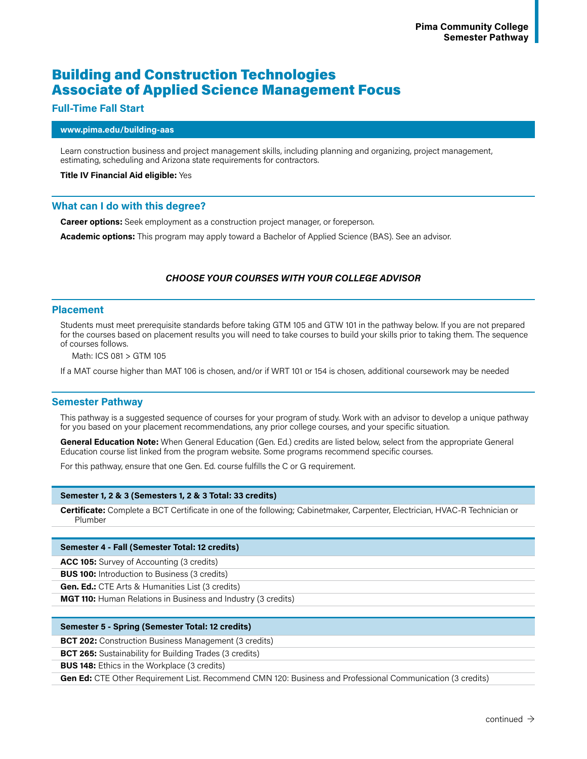# Building and Construction Technologies Associate of Applied Science Management Focus

## Full-Time Fall Start

**www.pima.edu/building-aas**

Learn construction business and project management skills, including planning and organizing, project management, estimating, scheduling and Arizona state requirements for contractors.

**Title IV Financial Aid eligible:** Yes

## What can I do with this degree?

**Career options:** Seek employment as a construction project manager, or foreperson.

**Academic options:** This program may apply toward a Bachelor of Applied Science (BAS). See an advisor.

***CHOOSE YOUR COURSES WITH YOUR COLLEGE ADVISOR***

## Placement

Students must meet prerequisite standards before taking GTM 105 and GTW 101 in the pathway below. If you are not prepared for the courses based on placement results you will need to take courses to build your skills prior to taking them. The sequence of courses follows.

Math: ICS 081 > GTM 105

If a MAT course higher than MAT 106 is chosen, and/or if WRT 101 or 154 is chosen, additional coursework may be needed

## Semester Pathway

This pathway is a suggested sequence of courses for your program of study. Work with an advisor to develop a unique pathway for you based on your placement recommendations, any prior college courses, and your specific situation.

**General Education Note:** When General Education (Gen. Ed.) credits are listed below, select from the appropriate General Education course list linked from the program website. Some programs recommend specific courses.

For this pathway, ensure that one Gen. Ed. course fulfills the C or G requirement.

| Semester 1, 2 & 3 (Semesters 1, 2 & 3 Total: 33 credits) |
|---|
| **Certificate:** Complete a BCT Certificate in one of the following; Cabinetmaker, Carpenter, Electrician, HVAC-R Technician or Plumber |

| Semester 4 - Fall (Semester Total: 12 credits) |
|---|
| **ACC 105:** Survey of Accounting (3 credits) |
| **BUS 100:** Introduction to Business (3 credits) |
| **Gen. Ed.:** CTE Arts & Humanities List (3 credits) |
| **MGT 110:** Human Relations in Business and Industry (3 credits) |

| Semester 5 - Spring (Semester Total: 12 credits) |
|---|
| **BCT 202:** Construction Business Management (3 credits) |
| **BCT 265:** Sustainability for Building Trades (3 credits) |
| **BUS 148:** Ethics in the Workplace (3 credits) |
| **Gen Ed:** CTE Other Requirement List. Recommend CMN 120: Business and Professional Communication (3 credits) |

continued →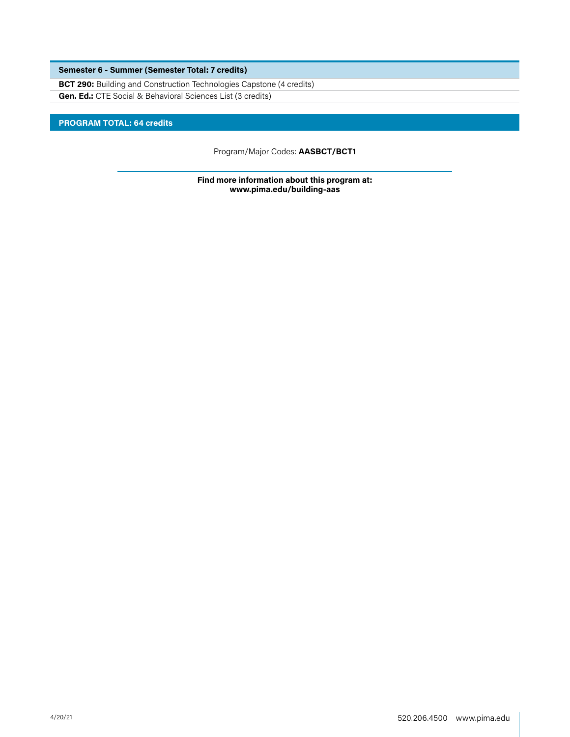**Semester 6 - Summer (Semester Total: 7 credits)**

**BCT 290:** Building and Construction Technologies Capstone (4 credits)

**Gen. Ed.:** CTE Social & Behavioral Sciences List (3 credits)

**PROGRAM TOTAL: 64 credits**

Program/Major Codes: **AASBCT/BCT1**

**Find more information about this program at:**
**www.pima.edu/building-aas**

4/20/21

520.206.4500 www.pima.edu